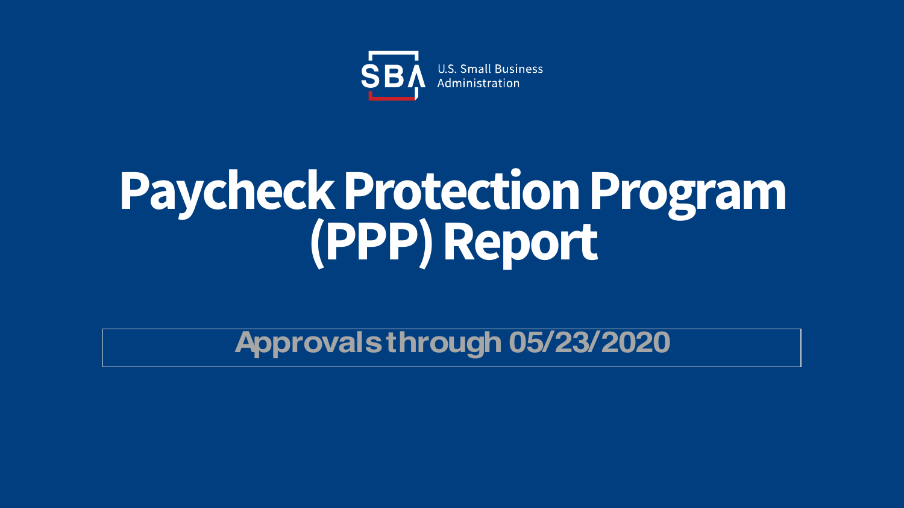U.S. Small Business Administration

# Paycheck Protection Program (PPP) Report

Approvals through 05/23/2020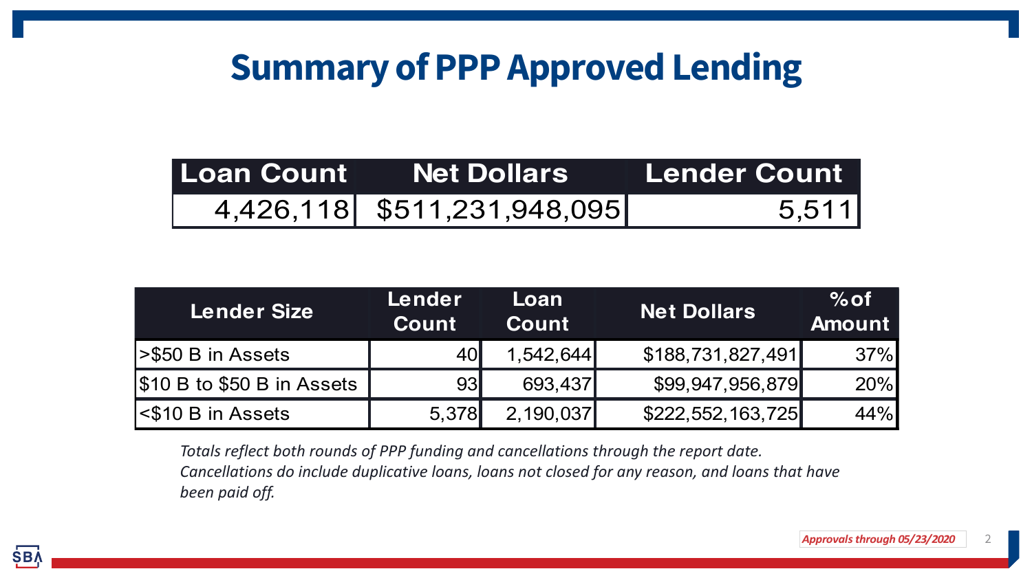# Summary of PPP Approved Lending

| Loan Count | Net Dollars | Lender Count |
| --- | --- | --- |
| 4,426,118 | $511,231,948,095 | 5,511 |

| Lender Size | Lender Count | Loan Count | Net Dollars | % of Amount |
| --- | --- | --- | --- | --- |
| >$50 B in Assets | 40 | 1,542,644 | $188,731,827,491 | 37% |
| $10 B to $50 B in Assets | 93 | 693,437 | $99,947,956,879 | 20% |
| <$10 B in Assets | 5,378 | 2,190,037 | $222,552,163,725 | 44% |

*Totals reflect both rounds of PPP funding and cancellations through the report date. Cancellations do include duplicative loans, loans not closed for any reason, and loans that have been paid off.*

***Approvals through 05/23/2020***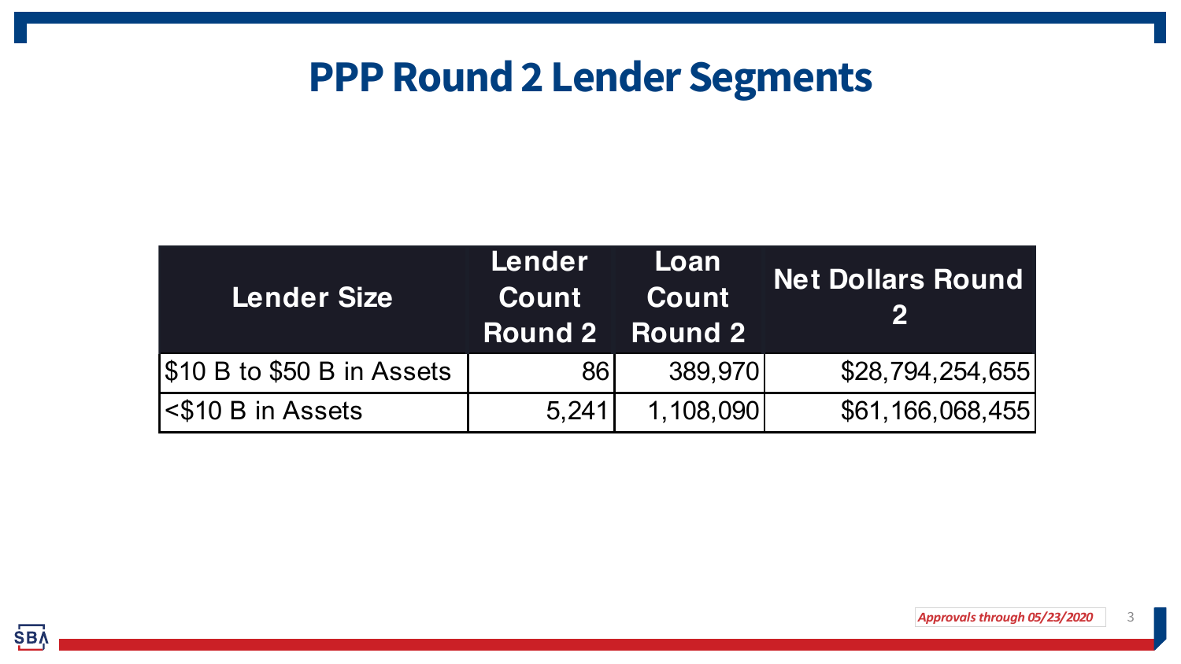# PPP Round 2 Lender Segments

| Lender Size | Lender Count Round 2 | Loan Count Round 2 | Net Dollars Round 2 |
|---|---|---|---|
| $10 B to $50 B in Assets | 86 | 389,970 | $28,794,254,655 |
| <$10 B in Assets | 5,241 | 1,108,090 | $61,166,068,455 |

*Approvals through 05/23/2020*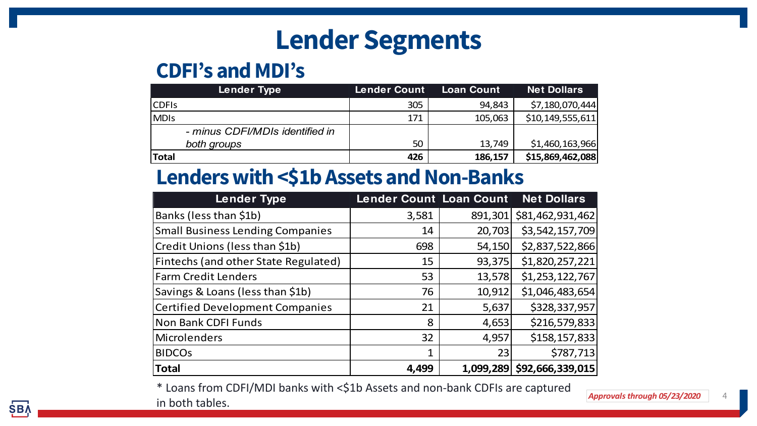# Lender Segments

## CDFI's and MDI's

| Lender Type | Lender Count | Loan Count | Net Dollars |
|---|---|---|---|
| CDFIs | 305 | 94,843 | $7,180,070,444 |
| MDIs | 171 | 105,063 | $10,149,555,611 |
| *- minus CDFI/MDIs identified in both groups* | 50 | 13,749 | $1,460,163,966 |
| **Total** | **426** | **186,157** | **$15,869,462,088** |

## Lenders with <$1b Assets and Non-Banks

| Lender Type | Lender Count | Loan Count | Net Dollars |
|---|---|---|---|
| Banks (less than $1b) | 3,581 | 891,301 | $81,462,931,462 |
| Small Business Lending Companies | 14 | 20,703 | $3,542,157,709 |
| Credit Unions (less than $1b) | 698 | 54,150 | $2,837,522,866 |
| Fintechs (and other State Regulated) | 15 | 93,375 | $1,820,257,221 |
| Farm Credit Lenders | 53 | 13,578 | $1,253,122,767 |
| Savings & Loans (less than $1b) | 76 | 10,912 | $1,046,483,654 |
| Certified Development Companies | 21 | 5,637 | $328,337,957 |
| Non Bank CDFI Funds | 8 | 4,653 | $216,579,833 |
| Microlenders | 32 | 4,957 | $158,157,833 |
| BIDCOs | 1 | 23 | $787,713 |
| **Total** | **4,499** | **1,099,289** | **$92,666,339,015** |

* Loans from CDFI/MDI banks with <$1b Assets and non-bank CDFIs are captured in both tables.

*Approvals through 05/23/2020*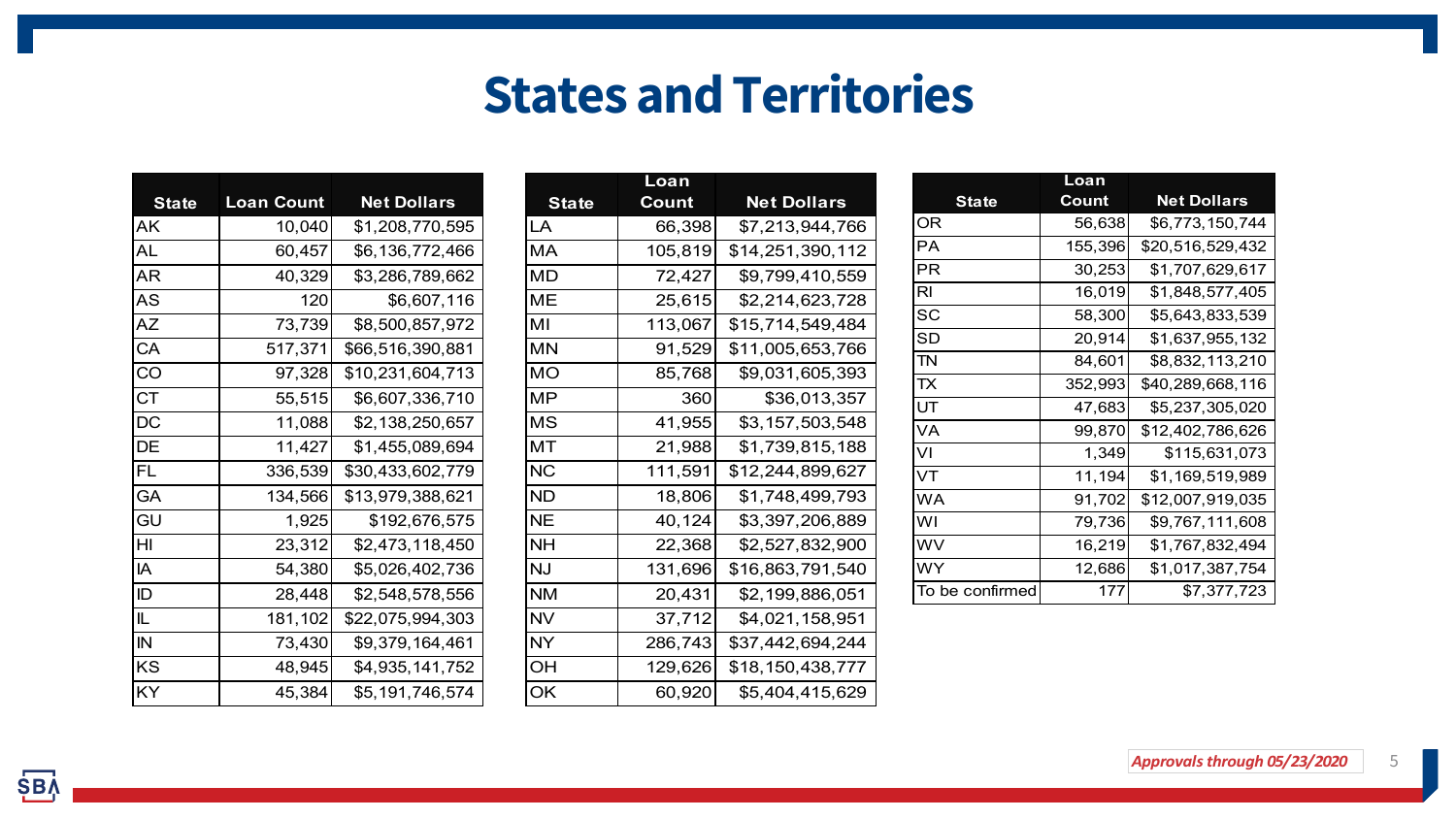# States and Territories

| State | Loan Count | Net Dollars |
|---|---|---|
| AK | 10,040 | $1,208,770,595 |
| AL | 60,457 | $6,136,772,466 |
| AR | 40,329 | $3,286,789,662 |
| AS | 120 | $6,607,116 |
| AZ | 73,739 | $8,500,857,972 |
| CA | 517,371 | $66,516,390,881 |
| CO | 97,328 | $10,231,604,713 |
| CT | 55,515 | $6,607,336,710 |
| DC | 11,088 | $2,138,250,657 |
| DE | 11,427 | $1,455,089,694 |
| FL | 336,539 | $30,433,602,779 |
| GA | 134,566 | $13,979,388,621 |
| GU | 1,925 | $192,676,575 |
| HI | 23,312 | $2,473,118,450 |
| IA | 54,380 | $5,026,402,736 |
| ID | 28,448 | $2,548,578,556 |
| IL | 181,102 | $22,075,994,303 |
| IN | 73,430 | $9,379,164,461 |
| KS | 48,945 | $4,935,141,752 |
| KY | 45,384 | $5,191,746,574 |

| State | Loan Count | Net Dollars |
|---|---|---|
| LA | 66,398 | $7,213,944,766 |
| MA | 105,819 | $14,251,390,112 |
| MD | 72,427 | $9,799,410,559 |
| ME | 25,615 | $2,214,623,728 |
| MI | 113,067 | $15,714,549,484 |
| MN | 91,529 | $11,005,653,766 |
| MO | 85,768 | $9,031,605,393 |
| MP | 360 | $36,013,357 |
| MS | 41,955 | $3,157,503,548 |
| MT | 21,988 | $1,739,815,188 |
| NC | 111,591 | $12,244,899,627 |
| ND | 18,806 | $1,748,499,793 |
| NE | 40,124 | $3,397,206,889 |
| NH | 22,368 | $2,527,832,900 |
| NJ | 131,696 | $16,863,791,540 |
| NM | 20,431 | $2,199,886,051 |
| NV | 37,712 | $4,021,158,951 |
| NY | 286,743 | $37,442,694,244 |
| OH | 129,626 | $18,150,438,777 |
| OK | 60,920 | $5,404,415,629 |

| State | Loan Count | Net Dollars |
|---|---|---|
| OR | 56,638 | $6,773,150,744 |
| PA | 155,396 | $20,516,529,432 |
| PR | 30,253 | $1,707,629,617 |
| RI | 16,019 | $1,848,577,405 |
| SC | 58,300 | $5,643,833,539 |
| SD | 20,914 | $1,637,955,132 |
| TN | 84,601 | $8,832,113,210 |
| TX | 352,993 | $40,289,668,116 |
| UT | 47,683 | $5,237,305,020 |
| VA | 99,870 | $12,402,786,626 |
| VI | 1,349 | $115,631,073 |
| VT | 11,194 | $1,169,519,989 |
| WA | 91,702 | $12,007,919,035 |
| WI | 79,736 | $9,767,111,608 |
| WV | 16,219 | $1,767,832,494 |
| WY | 12,686 | $1,017,387,754 |
| To be confirmed | 177 | $7,377,723 |

*Approvals through 05/23/2020*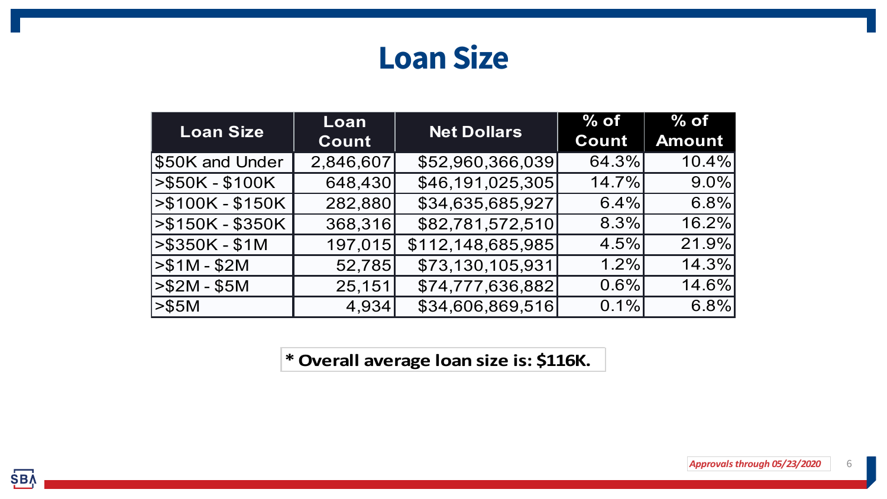# Loan Size

| Loan Size | Loan Count | Net Dollars | % of Count | % of Amount |
|---|---|---|---|---|
| $50K and Under | 2,846,607 | $52,960,366,039 | 64.3% | 10.4% |
| >$50K - $100K | 648,430 | $46,191,025,305 | 14.7% | 9.0% |
| >$100K - $150K | 282,880 | $34,635,685,927 | 6.4% | 6.8% |
| >$150K - $350K | 368,316 | $82,781,572,510 | 8.3% | 16.2% |
| >$350K - $1M | 197,015 | $112,148,685,985 | 4.5% | 21.9% |
| >$1M - $2M | 52,785 | $73,130,105,931 | 1.2% | 14.3% |
| >$2M - $5M | 25,151 | $74,777,636,882 | 0.6% | 14.6% |
| >$5M | 4,934 | $34,606,869,516 | 0.1% | 6.8% |

**\* Overall average loan size is: $116K.**

*Approvals through 05/23/2020*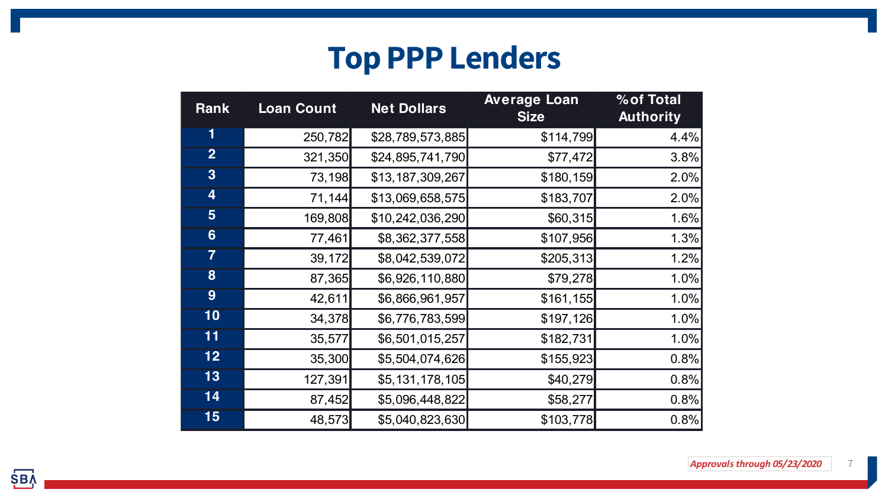# Top PPP Lenders

| Rank | Loan Count | Net Dollars | Average Loan Size | % of Total Authority |
|---|---|---|---|---|
| 1 | 250,782 | $28,789,573,885 | $114,799 | 4.4% |
| 2 | 321,350 | $24,895,741,790 | $77,472 | 3.8% |
| 3 | 73,198 | $13,187,309,267 | $180,159 | 2.0% |
| 4 | 71,144 | $13,069,658,575 | $183,707 | 2.0% |
| 5 | 169,808 | $10,242,036,290 | $60,315 | 1.6% |
| 6 | 77,461 | $8,362,377,558 | $107,956 | 1.3% |
| 7 | 39,172 | $8,042,539,072 | $205,313 | 1.2% |
| 8 | 87,365 | $6,926,110,880 | $79,278 | 1.0% |
| 9 | 42,611 | $6,866,961,957 | $161,155 | 1.0% |
| 10 | 34,378 | $6,776,783,599 | $197,126 | 1.0% |
| 11 | 35,577 | $6,501,015,257 | $182,731 | 1.0% |
| 12 | 35,300 | $5,504,074,626 | $155,923 | 0.8% |
| 13 | 127,391 | $5,131,178,105 | $40,279 | 0.8% |
| 14 | 87,452 | $5,096,448,822 | $58,277 | 0.8% |
| 15 | 48,573 | $5,040,823,630 | $103,778 | 0.8% |

*Approvals through 05/23/2020*